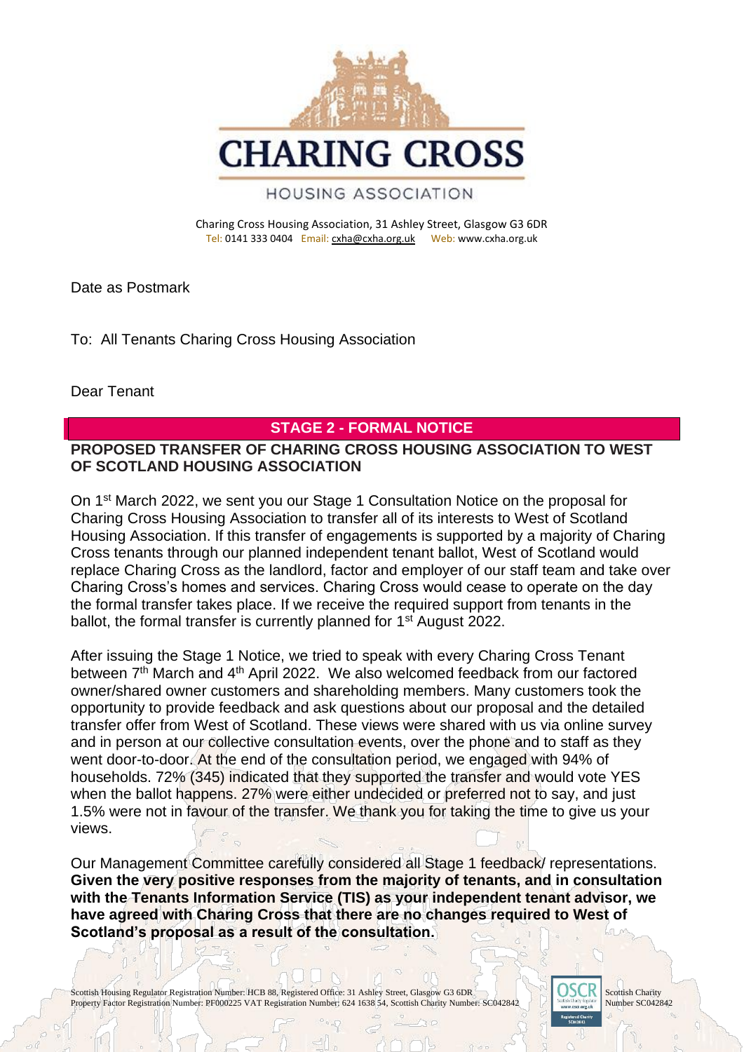# CHARING CROSS

HOUSING ASSOCIATION

Charing Cross Housing Association, 31 Ashley Street, Glasgow G3 6DR
Tel: 0141 333 0404 Email: cxha@cxha.org.uk Web: www.cxha.org.uk

Date as Postmark

To: All Tenants Charing Cross Housing Association

Dear Tenant

## STAGE 2 - FORMAL NOTICE

**PROPOSED TRANSFER OF CHARING CROSS HOUSING ASSOCIATION TO WEST OF SCOTLAND HOUSING ASSOCIATION**

On 1st March 2022, we sent you our Stage 1 Consultation Notice on the proposal for Charing Cross Housing Association to transfer all of its interests to West of Scotland Housing Association. If this transfer of engagements is supported by a majority of Charing Cross tenants through our planned independent tenant ballot, West of Scotland would replace Charing Cross as the landlord, factor and employer of our staff team and take over Charing Cross's homes and services. Charing Cross would cease to operate on the day the formal transfer takes place. If we receive the required support from tenants in the ballot, the formal transfer is currently planned for 1st August 2022.

After issuing the Stage 1 Notice, we tried to speak with every Charing Cross Tenant between 7th March and 4th April 2022. We also welcomed feedback from our factored owner/shared owner customers and shareholding members. Many customers took the opportunity to provide feedback and ask questions about our proposal and the detailed transfer offer from West of Scotland. These views were shared with us via online survey and in person at our collective consultation events, over the phone and to staff as they went door-to-door. At the end of the consultation period, we engaged with 94% of households. 72% (345) indicated that they supported the transfer and would vote YES when the ballot happens. 27% were either undecided or preferred not to say, and just 1.5% were not in favour of the transfer. We thank you for taking the time to give us your views.

Our Management Committee carefully considered all Stage 1 feedback/ representations. **Given the very positive responses from the majority of tenants, and in consultation with the Tenants Information Service (TIS) as your independent tenant advisor, we have agreed with Charing Cross that there are no changes required to West of Scotland's proposal as a result of the consultation.**

Scottish Housing Regulator Registration Number: HCB 88, Registered Office: 31 Ashley Street, Glasgow G3 6DR
Property Factor Registration Number: PF000225 VAT Registration Number: 624 1638 54, Scottish Charity Number: SC042842

Scottish Charity Number SC042842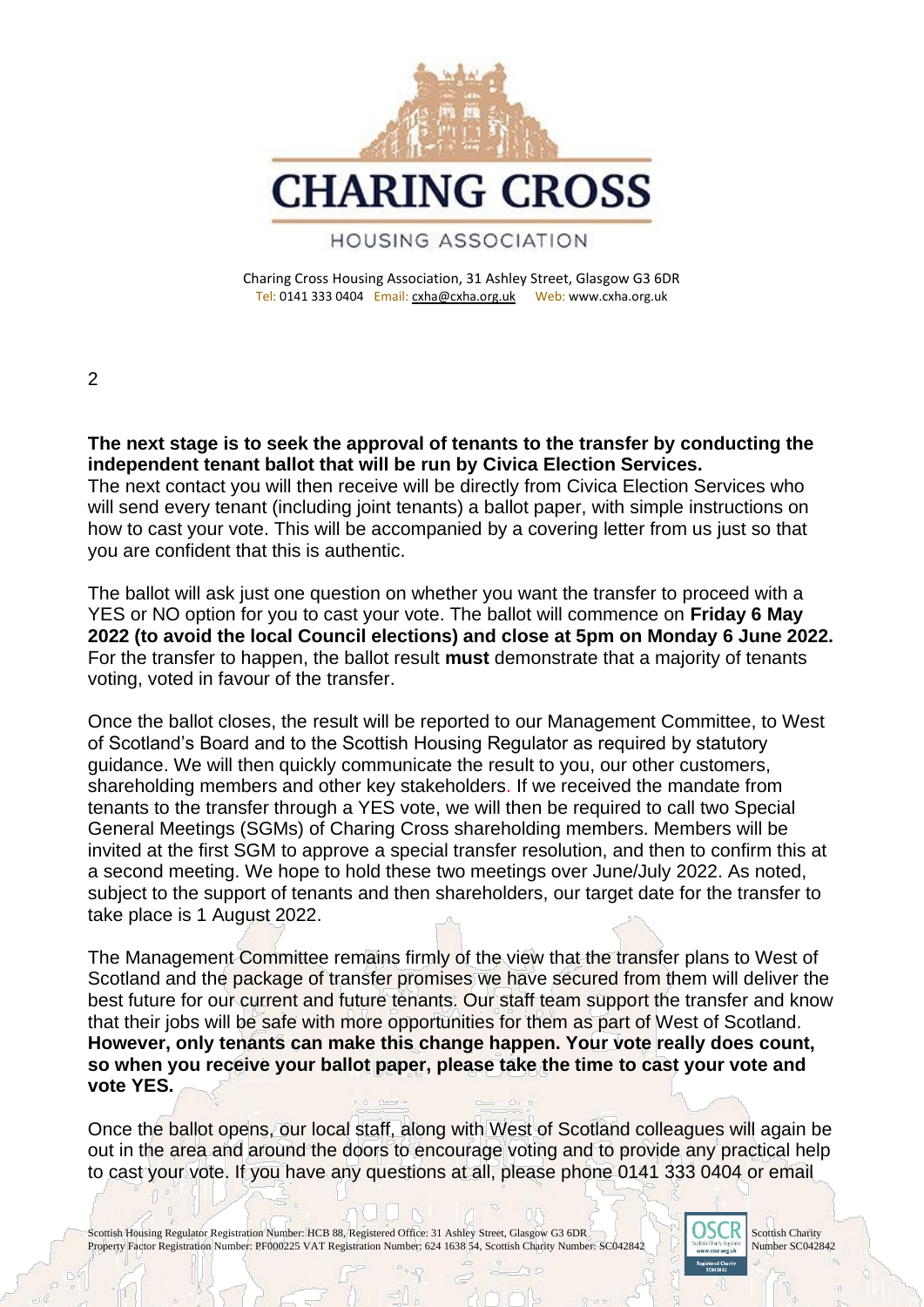**The next stage is to seek the approval of tenants to the transfer by conducting the independent tenant ballot that will be run by Civica Election Services.**
The next contact you will then receive will be directly from Civica Election Services who will send every tenant (including joint tenants) a ballot paper, with simple instructions on how to cast your vote. This will be accompanied by a covering letter from us just so that you are confident that this is authentic.

The ballot will ask just one question on whether you want the transfer to proceed with a YES or NO option for you to cast your vote. The ballot will commence on **Friday 6 May 2022 (to avoid the local Council elections) and close at 5pm on Monday 6 June 2022.** For the transfer to happen, the ballot result **must** demonstrate that a majority of tenants voting, voted in favour of the transfer.

Once the ballot closes, the result will be reported to our Management Committee, to West of Scotland's Board and to the Scottish Housing Regulator as required by statutory guidance. We will then quickly communicate the result to you, our other customers, shareholding members and other key stakeholders. If we received the mandate from tenants to the transfer through a YES vote, we will then be required to call two Special General Meetings (SGMs) of Charing Cross shareholding members. Members will be invited at the first SGM to approve a special transfer resolution, and then to confirm this at a second meeting. We hope to hold these two meetings over June/July 2022. As noted, subject to the support of tenants and then shareholders, our target date for the transfer to take place is 1 August 2022.

The Management Committee remains firmly of the view that the transfer plans to West of Scotland and the package of transfer promises we have secured from them will deliver the best future for our current and future tenants. Our staff team support the transfer and know that their jobs will be safe with more opportunities for them as part of West of Scotland. **However, only tenants can make this change happen. Your vote really does count, so when you receive your ballot paper, please take the time to cast your vote and vote YES.**

Once the ballot opens, our local staff, along with West of Scotland colleagues will again be out in the area and around the doors to encourage voting and to provide any practical help to cast your vote. If you have any questions at all, please phone 0141 333 0404 or email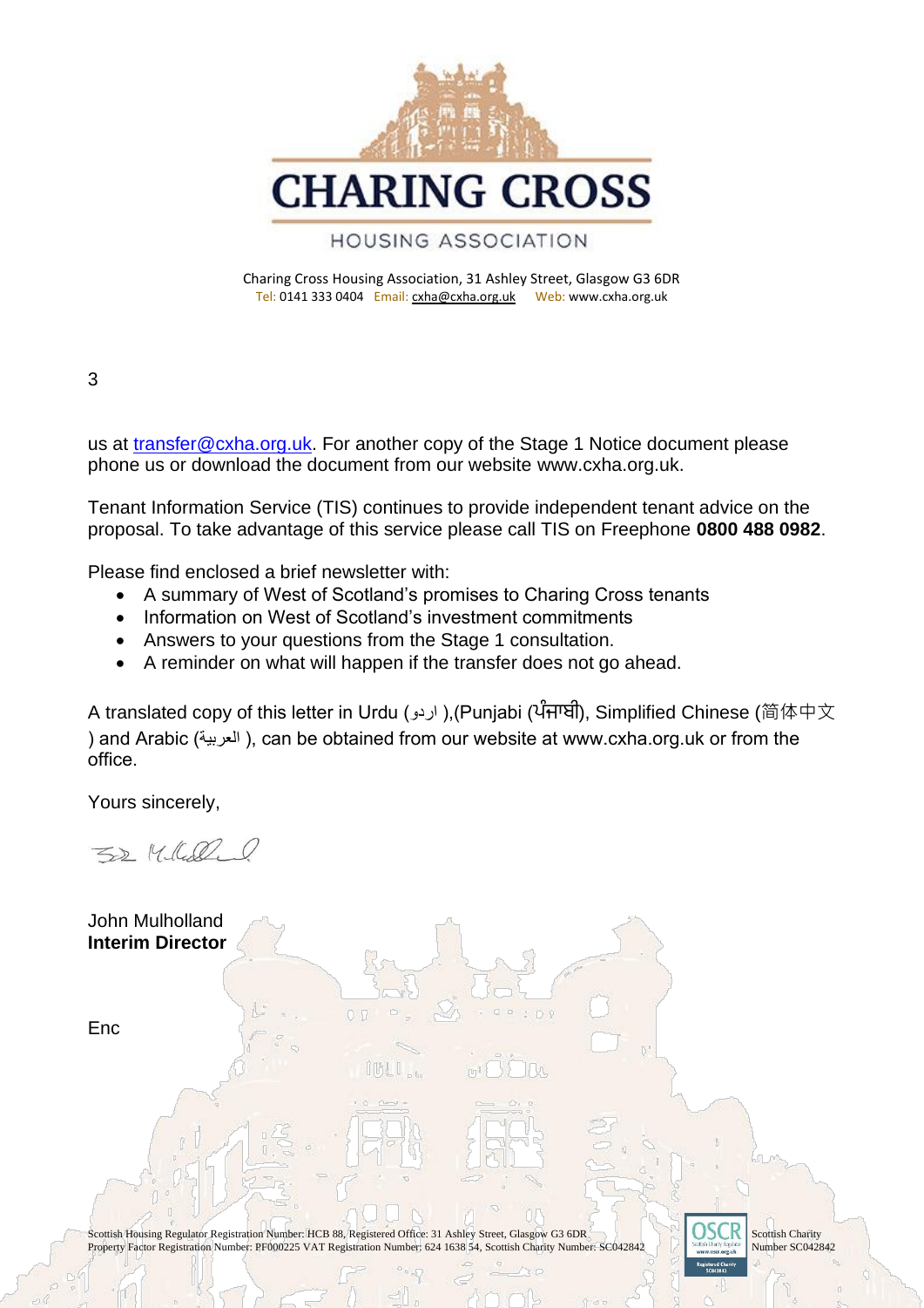Charing Cross Housing Association, 31 Ashley Street, Glasgow G3 6DR
Tel: 0141 333 0404 Email: cxha@cxha.org.uk Web: www.cxha.org.uk

us at transfer@cxha.org.uk. For another copy of the Stage 1 Notice document please phone us or download the document from our website www.cxha.org.uk.

Tenant Information Service (TIS) continues to provide independent tenant advice on the proposal. To take advantage of this service please call TIS on Freephone **0800 488 0982**.

Please find enclosed a brief newsletter with:

- A summary of West of Scotland's promises to Charing Cross tenants
- Information on West of Scotland's investment commitments
- Answers to your questions from the Stage 1 consultation.
- A reminder on what will happen if the transfer does not go ahead.

A translated copy of this letter in Urdu (اردو ),(Punjabi (ਪੰਜਾਬੀ), Simplified Chinese (简体中文) and Arabic (العربية ), can be obtained from our website at www.cxha.org.uk or from the office.

Yours sincerely,

John Mulholland
**Interim Director**

Enc

Scottish Housing Regulator Registration Number: HCB 88, Registered Office: 31 Ashley Street, Glasgow G3 6DR
Property Factor Registration Number: PF000225 VAT Registration Number: 624 1638 54, Scottish Charity Number: SC042842

Scottish Charity Number SC042842